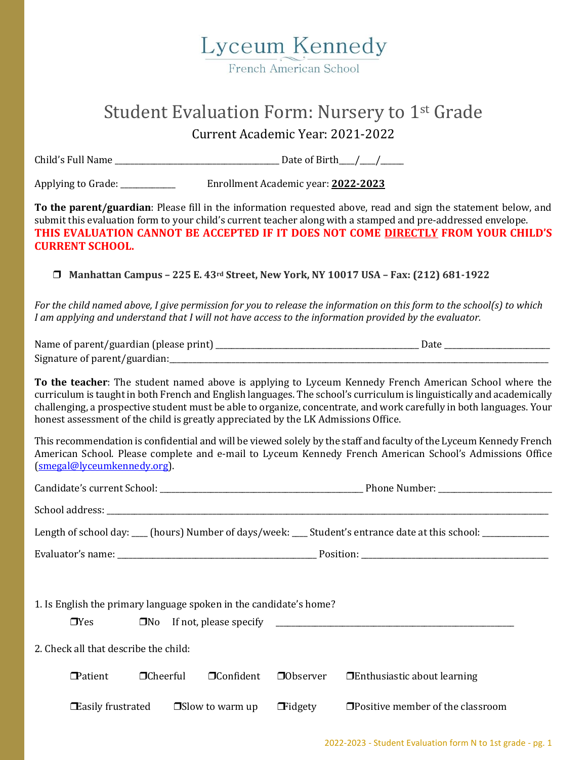Lyceum Kennedy

French American School

# Student Evaluation Form: Nursery to 1st Grade

Current Academic Year: 2021-2022

Child's Full Name ______________________________________ Date of Birth___/___/_____

Applying to Grade: ____________ Enrollment Academic year: **2022-2023**

**To the parent/guardian**: Please fill in the information requested above, read and sign the statement below, and submit this evaluation form to your child's current teacher along with a stamped and pre-addressed envelope.
**THIS EVALUATION CANNOT BE ACCEPTED IF IT DOES NOT COME DIRECTLY FROM YOUR CHILD'S CURRENT SCHOOL.**

❒ **Manhattan Campus – 225 E. 43rd Street, New York, NY 10017 USA – Fax: (212) 681-1922**

*For the child named above, I give permission for you to release the information on this form to the school(s) to which I am applying and understand that I will not have access to the information provided by the evaluator.*

Name of parent/guardian (please print) _______________________________________________ Date _______________________

Signature of parent/guardian:_____________________________________________________________________________________

**To the teacher**: The student named above is applying to Lyceum Kennedy French American School where the curriculum is taught in both French and English languages. The school's curriculum is linguistically and academically challenging, a prospective student must be able to organize, concentrate, and work carefully in both languages. Your honest assessment of the child is greatly appreciated by the LK Admissions Office.

This recommendation is confidential and will be viewed solely by the staff and faculty of the Lyceum Kennedy French American School. Please complete and e-mail to Lyceum Kennedy French American School's Admissions Office (smegal@lyceumkennedy.org).

Candidate's current School: _______________________________________________ Phone Number: _________________________

School address: _____________________________________________________________________________________________

Length of school day: ___ (hours) Number of days/week: ___ Student's entrance date at this school: ______________

Evaluator's name: _____________________________________________ Position: _________________________________________

1. Is English the primary language spoken in the candidate's home?

❒Yes ❒No If not, please specify _______________________________________________________

2. Check all that describe the child:

❒Patient ❒Cheerful ❒Confident ❒Observer ❒Enthusiastic about learning

❒Easily frustrated ❒Slow to warm up ❒Fidgety ❒Positive member of the classroom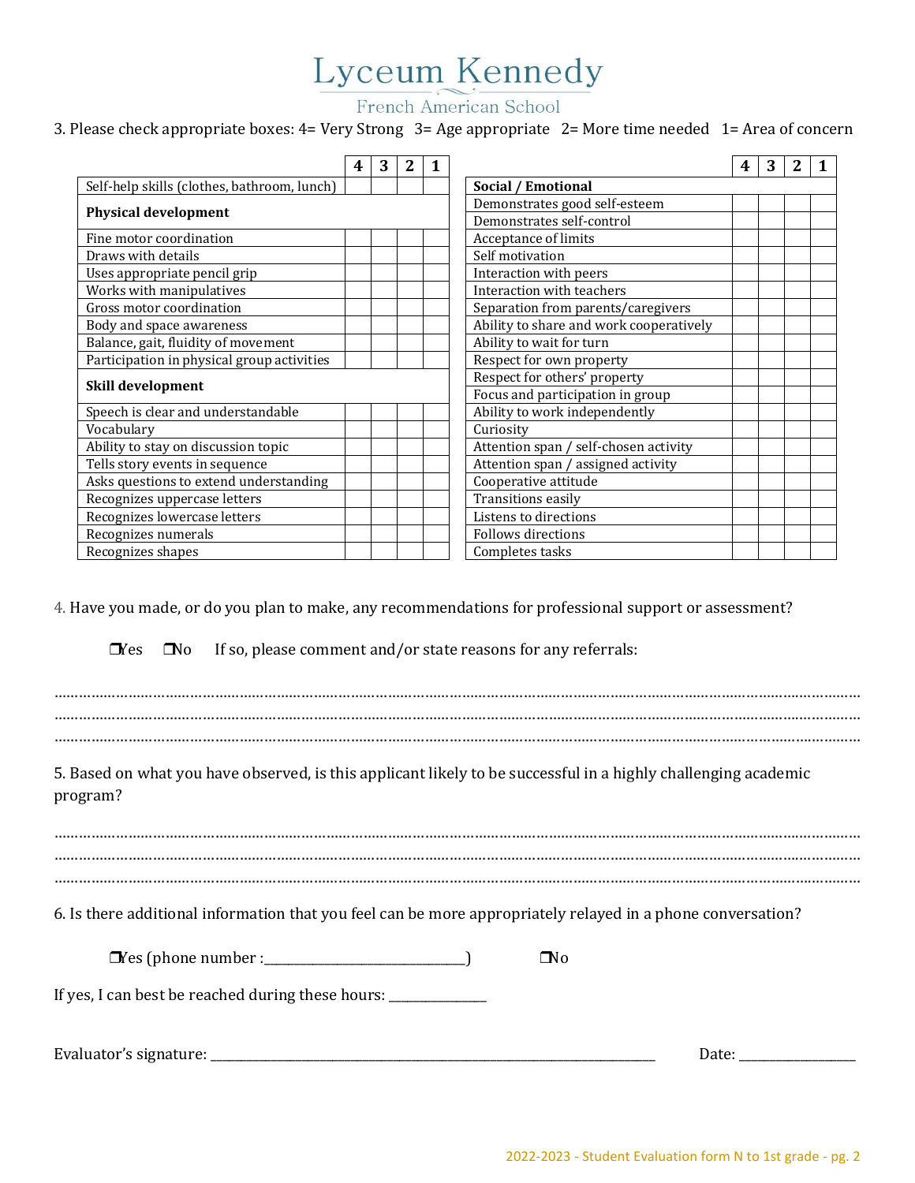# Lyceum Kennedy

French American School

3. Please check appropriate boxes: 4= Very Strong 3= Age appropriate 2= More time needed 1= Area of concern

| | 4 | 3 | 2 | 1 |
|---|---|---|---|---|
| Self-help skills (clothes, bathroom, lunch) | | | | |
| **Physical development** | | | | |
| Fine motor coordination | | | | |
| Draws with details | | | | |
| Uses appropriate pencil grip | | | | |
| Works with manipulatives | | | | |
| Gross motor coordination | | | | |
| Body and space awareness | | | | |
| Balance, gait, fluidity of movement | | | | |
| Participation in physical group activities | | | | |
| **Skill development** | | | | |
| Speech is clear and understandable | | | | |
| Vocabulary | | | | |
| Ability to stay on discussion topic | | | | |
| Tells story events in sequence | | | | |
| Asks questions to extend understanding | | | | |
| Recognizes uppercase letters | | | | |
| Recognizes lowercase letters | | | | |
| Recognizes numerals | | | | |
| Recognizes shapes | | | | |

| | 4 | 3 | 2 | 1 |
|---|---|---|---|---|
| **Social / Emotional** | | | | |
| Demonstrates good self-esteem | | | | |
| Demonstrates self-control | | | | |
| Acceptance of limits | | | | |
| Self motivation | | | | |
| Interaction with peers | | | | |
| Interaction with teachers | | | | |
| Separation from parents/caregivers | | | | |
| Ability to share and work cooperatively | | | | |
| Ability to wait for turn | | | | |
| Respect for own property | | | | |
| Respect for others' property | | | | |
| Focus and participation in group | | | | |
| Ability to work independently | | | | |
| Curiosity | | | | |
| Attention span / self-chosen activity | | | | |
| Attention span / assigned activity | | | | |
| Cooperative attitude | | | | |
| Transitions easily | | | | |
| Listens to directions | | | | |
| Follows directions | | | | |
| Completes tasks | | | | |

4. Have you made, or do you plan to make, any recommendations for professional support or assessment?

❒Yes ❒No If so, please comment and/or state reasons for any referrals:

.......................................................................................................................................................................
.......................................................................................................................................................................
.......................................................................................................................................................................

5. Based on what you have observed, is this applicant likely to be successful in a highly challenging academic program?

.......................................................................................................................................................................
.......................................................................................................................................................................
.......................................................................................................................................................................

6. Is there additional information that you feel can be more appropriately relayed in a phone conversation?

❒Yes (phone number :_____________________________) ❒No

If yes, I can best be reached during these hours: ______________

Evaluator's signature: ___________________________________________________________________ Date: _________________